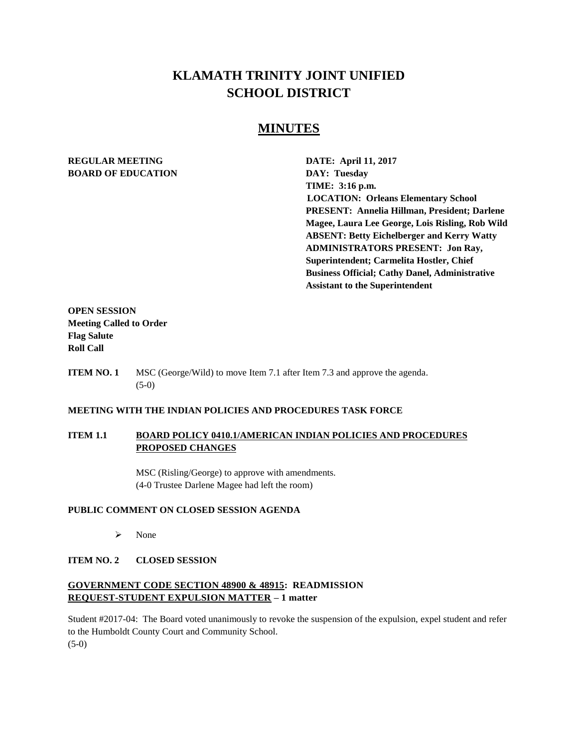# KLAMATH TRINITY JOINT UNIFIED SCHOOL DISTRICT

## MINUTES

**REGULAR MEETING**
**BOARD OF EDUCATION**

**DATE: April 11, 2017**
**DAY: Tuesday**
**TIME: 3:16 p.m.**
**LOCATION: Orleans Elementary School**
**PRESENT: Annelia Hillman, President; Darlene Magee, Laura Lee George, Lois Risling, Rob Wild**
**ABSENT: Betty Eichelberger and Kerry Watty**
**ADMINISTRATORS PRESENT: Jon Ray, Superintendent; Carmelita Hostler, Chief Business Official; Cathy Danel, Administrative Assistant to the Superintendent**

**OPEN SESSION**
**Meeting Called to Order**
**Flag Salute**
**Roll Call**

**ITEM NO. 1** MSC (George/Wild) to move Item 7.1 after Item 7.3 and approve the agenda. (5-0)

**MEETING WITH THE INDIAN POLICIES AND PROCEDURES TASK FORCE**

**ITEM 1.1** **BOARD POLICY 0410.1/AMERICAN INDIAN POLICIES AND PROCEDURES PROPOSED CHANGES**

MSC (Risling/George) to approve with amendments.
(4-0 Trustee Darlene Magee had left the room)

**PUBLIC COMMENT ON CLOSED SESSION AGENDA**

- None

**ITEM NO. 2 CLOSED SESSION**

**GOVERNMENT CODE SECTION 48900 & 48915: READMISSION REQUEST-STUDENT EXPULSION MATTER – 1 matter**

Student #2017-04: The Board voted unanimously to revoke the suspension of the expulsion, expel student and refer to the Humboldt County Court and Community School.
(5-0)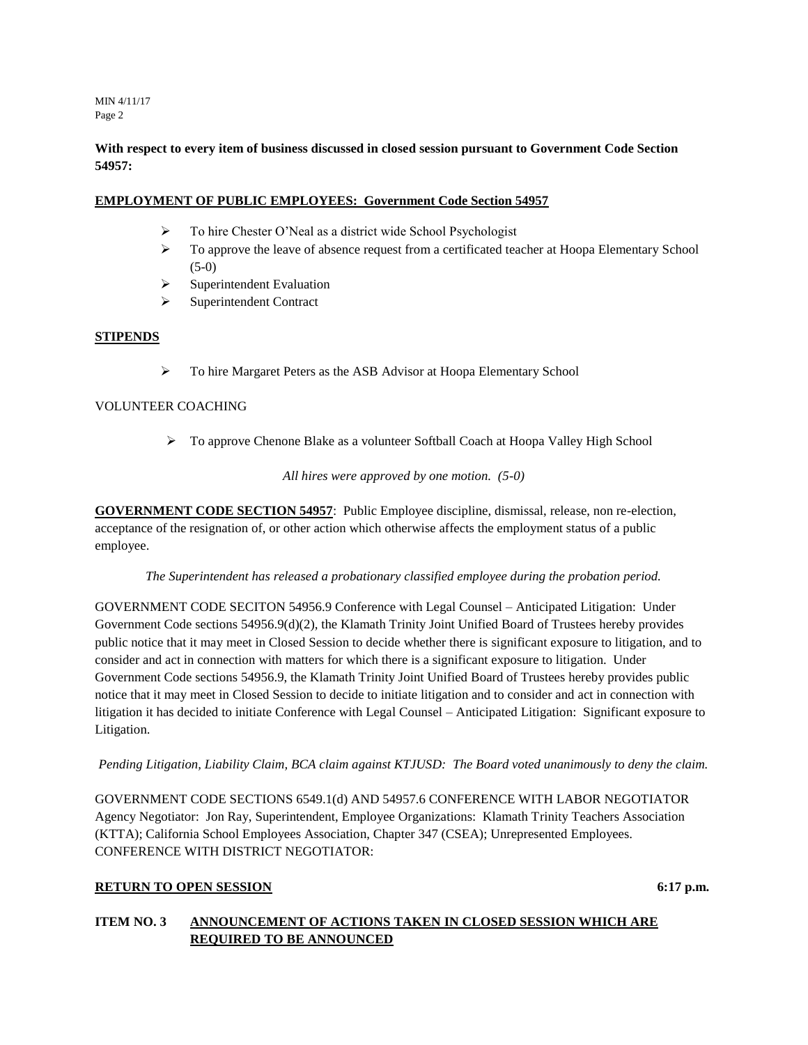**With respect to every item of business discussed in closed session pursuant to Government Code Section 54957:**

**EMPLOYMENT OF PUBLIC EMPLOYEES: Government Code Section 54957**

- To hire Chester O'Neal as a district wide School Psychologist
- To approve the leave of absence request from a certificated teacher at Hoopa Elementary School (5-0)
- Superintendent Evaluation
- Superintendent Contract

**STIPENDS**

- To hire Margaret Peters as the ASB Advisor at Hoopa Elementary School

VOLUNTEER COACHING

- To approve Chenone Blake as a volunteer Softball Coach at Hoopa Valley High School

*All hires were approved by one motion. (5-0)*

**GOVERNMENT CODE SECTION 54957**: Public Employee discipline, dismissal, release, non re-election, acceptance of the resignation of, or other action which otherwise affects the employment status of a public employee.

*The Superintendent has released a probationary classified employee during the probation period.*

GOVERNMENT CODE SECITON 54956.9 Conference with Legal Counsel – Anticipated Litigation: Under Government Code sections 54956.9(d)(2), the Klamath Trinity Joint Unified Board of Trustees hereby provides public notice that it may meet in Closed Session to decide whether there is significant exposure to litigation, and to consider and act in connection with matters for which there is a significant exposure to litigation. Under Government Code sections 54956.9, the Klamath Trinity Joint Unified Board of Trustees hereby provides public notice that it may meet in Closed Session to decide to initiate litigation and to consider and act in connection with litigation it has decided to initiate Conference with Legal Counsel – Anticipated Litigation: Significant exposure to Litigation.

*Pending Litigation, Liability Claim, BCA claim against KTJUSD: The Board voted unanimously to deny the claim.*

GOVERNMENT CODE SECTIONS 6549.1(d) AND 54957.6 CONFERENCE WITH LABOR NEGOTIATOR Agency Negotiator: Jon Ray, Superintendent, Employee Organizations: Klamath Trinity Teachers Association (KTTA); California School Employees Association, Chapter 347 (CSEA); Unrepresented Employees. CONFERENCE WITH DISTRICT NEGOTIATOR:

**RETURN TO OPEN SESSION** **6:17 p.m.**

**ITEM NO. 3 ANNOUNCEMENT OF ACTIONS TAKEN IN CLOSED SESSION WHICH ARE REQUIRED TO BE ANNOUNCED**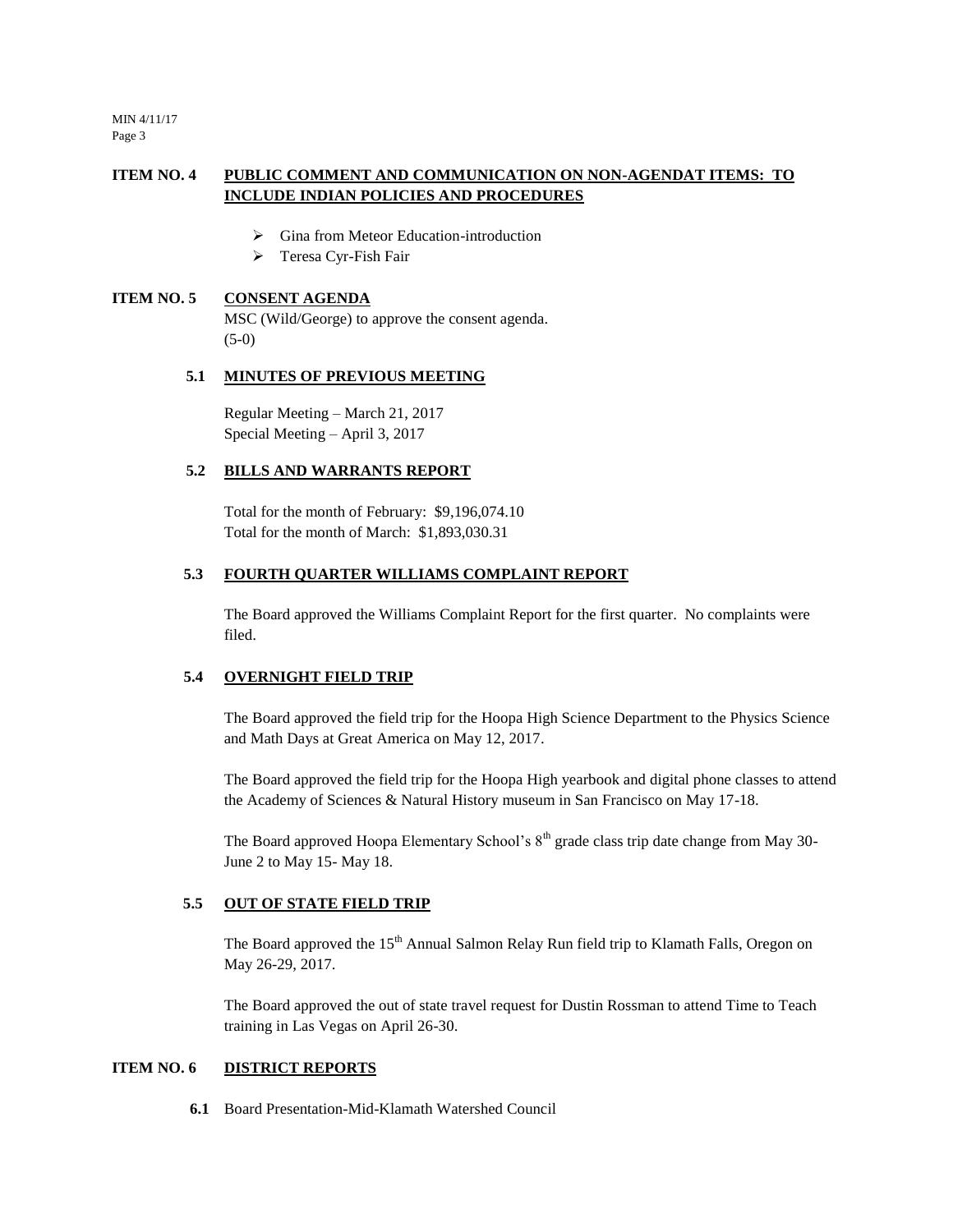## ITEM NO. 4 PUBLIC COMMENT AND COMMUNICATION ON NON-AGENDAT ITEMS: TO INCLUDE INDIAN POLICIES AND PROCEDURES

- Gina from Meteor Education-introduction
- Teresa Cyr-Fish Fair

## ITEM NO. 5 CONSENT AGENDA

MSC (Wild/George) to approve the consent agenda.
(5-0)

### 5.1 MINUTES OF PREVIOUS MEETING

Regular Meeting – March 21, 2017
Special Meeting – April 3, 2017

### 5.2 BILLS AND WARRANTS REPORT

Total for the month of February: $9,196,074.10
Total for the month of March: $1,893,030.31

### 5.3 FOURTH QUARTER WILLIAMS COMPLAINT REPORT

The Board approved the Williams Complaint Report for the first quarter. No complaints were filed.

### 5.4 OVERNIGHT FIELD TRIP

The Board approved the field trip for the Hoopa High Science Department to the Physics Science and Math Days at Great America on May 12, 2017.

The Board approved the field trip for the Hoopa High yearbook and digital phone classes to attend the Academy of Sciences & Natural History museum in San Francisco on May 17-18.

The Board approved Hoopa Elementary School's 8th grade class trip date change from May 30-June 2 to May 15- May 18.

### 5.5 OUT OF STATE FIELD TRIP

The Board approved the 15th Annual Salmon Relay Run field trip to Klamath Falls, Oregon on May 26-29, 2017.

The Board approved the out of state travel request for Dustin Rossman to attend Time to Teach training in Las Vegas on April 26-30.

## ITEM NO. 6 DISTRICT REPORTS

**6.1** Board Presentation-Mid-Klamath Watershed Council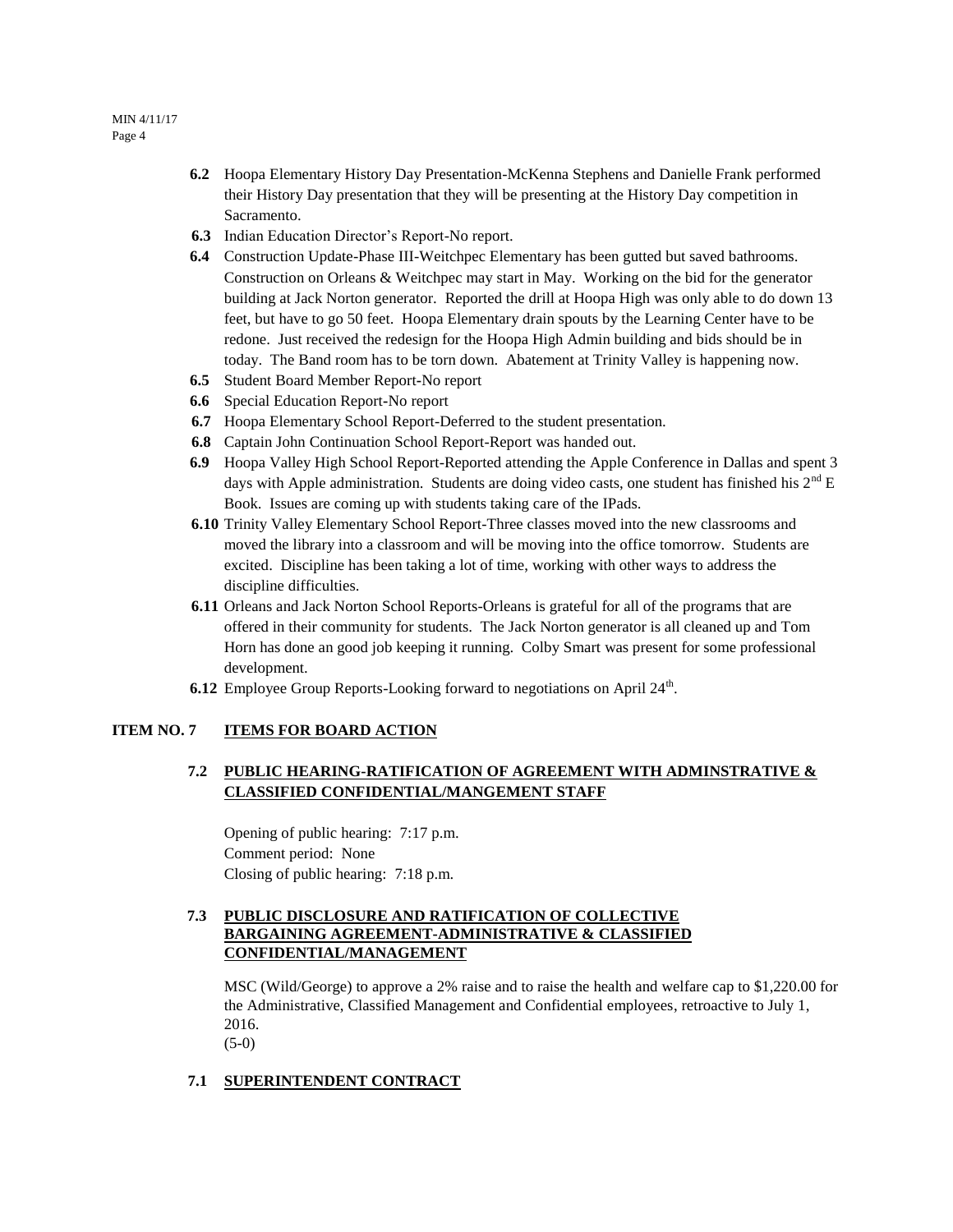- **6.2** Hoopa Elementary History Day Presentation-McKenna Stephens and Danielle Frank performed their History Day presentation that they will be presenting at the History Day competition in Sacramento.
- **6.3** Indian Education Director's Report-No report.
- **6.4** Construction Update-Phase III-Weitchpec Elementary has been gutted but saved bathrooms. Construction on Orleans & Weitchpec may start in May. Working on the bid for the generator building at Jack Norton generator. Reported the drill at Hoopa High was only able to do down 13 feet, but have to go 50 feet. Hoopa Elementary drain spouts by the Learning Center have to be redone. Just received the redesign for the Hoopa High Admin building and bids should be in today. The Band room has to be torn down. Abatement at Trinity Valley is happening now.
- **6.5** Student Board Member Report-No report
- **6.6** Special Education Report-No report
- **6.7** Hoopa Elementary School Report-Deferred to the student presentation.
- **6.8** Captain John Continuation School Report-Report was handed out.
- **6.9** Hoopa Valley High School Report-Reported attending the Apple Conference in Dallas and spent 3 days with Apple administration. Students are doing video casts, one student has finished his 2nd E Book. Issues are coming up with students taking care of the IPads.
- **6.10** Trinity Valley Elementary School Report-Three classes moved into the new classrooms and moved the library into a classroom and will be moving into the office tomorrow. Students are excited. Discipline has been taking a lot of time, working with other ways to address the discipline difficulties.
- **6.11** Orleans and Jack Norton School Reports-Orleans is grateful for all of the programs that are offered in their community for students. The Jack Norton generator is all cleaned up and Tom Horn has done an good job keeping it running. Colby Smart was present for some professional development.
- **6.12** Employee Group Reports-Looking forward to negotiations on April 24th.

## ITEM NO. 7 ITEMS FOR BOARD ACTION

### 7.2 PUBLIC HEARING-RATIFICATION OF AGREEMENT WITH ADMINSTRATIVE & CLASSIFIED CONFIDENTIAL/MANGEMENT STAFF

Opening of public hearing: 7:17 p.m.
Comment period: None
Closing of public hearing: 7:18 p.m.

### 7.3 PUBLIC DISCLOSURE AND RATIFICATION OF COLLECTIVE BARGAINING AGREEMENT-ADMINISTRATIVE & CLASSIFIED CONFIDENTIAL/MANAGEMENT

MSC (Wild/George) to approve a 2% raise and to raise the health and welfare cap to $1,220.00 for the Administrative, Classified Management and Confidential employees, retroactive to July 1, 2016.
(5-0)

### 7.1 SUPERINTENDENT CONTRACT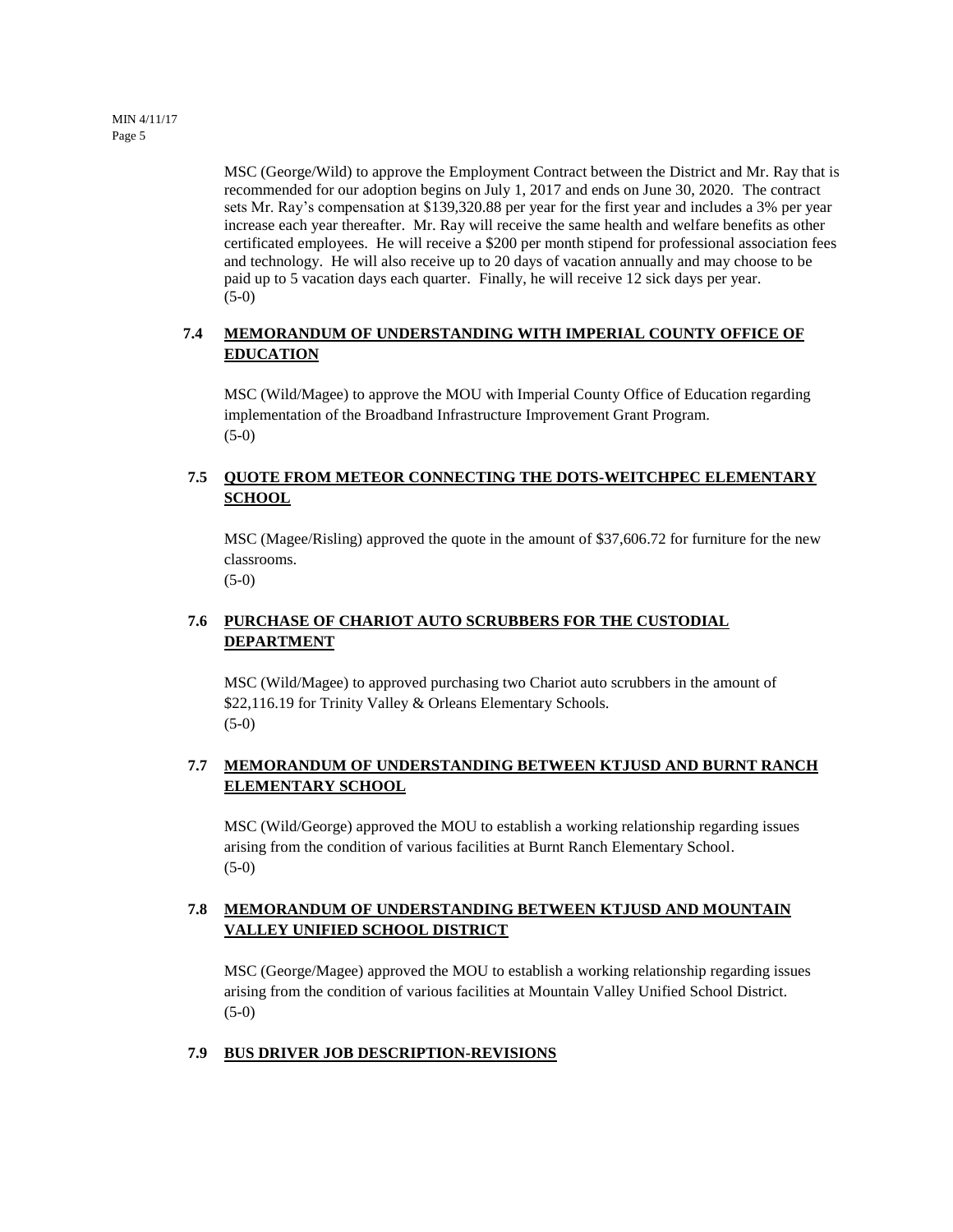MSC (George/Wild) to approve the Employment Contract between the District and Mr. Ray that is recommended for our adoption begins on July 1, 2017 and ends on June 30, 2020. The contract sets Mr. Ray's compensation at $139,320.88 per year for the first year and includes a 3% per year increase each year thereafter. Mr. Ray will receive the same health and welfare benefits as other certificated employees. He will receive a $200 per month stipend for professional association fees and technology. He will also receive up to 20 days of vacation annually and may choose to be paid up to 5 vacation days each quarter. Finally, he will receive 12 sick days per year.
(5-0)

## 7.4 MEMORANDUM OF UNDERSTANDING WITH IMPERIAL COUNTY OFFICE OF EDUCATION

MSC (Wild/Magee) to approve the MOU with Imperial County Office of Education regarding implementation of the Broadband Infrastructure Improvement Grant Program.
(5-0)

## 7.5 QUOTE FROM METEOR CONNECTING THE DOTS-WEITCHPEC ELEMENTARY SCHOOL

MSC (Magee/Risling) approved the quote in the amount of $37,606.72 for furniture for the new classrooms.
(5-0)

## 7.6 PURCHASE OF CHARIOT AUTO SCRUBBERS FOR THE CUSTODIAL DEPARTMENT

MSC (Wild/Magee) to approved purchasing two Chariot auto scrubbers in the amount of $22,116.19 for Trinity Valley & Orleans Elementary Schools.
(5-0)

## 7.7 MEMORANDUM OF UNDERSTANDING BETWEEN KTJUSD AND BURNT RANCH ELEMENTARY SCHOOL

MSC (Wild/George) approved the MOU to establish a working relationship regarding issues arising from the condition of various facilities at Burnt Ranch Elementary School.
(5-0)

## 7.8 MEMORANDUM OF UNDERSTANDING BETWEEN KTJUSD AND MOUNTAIN VALLEY UNIFIED SCHOOL DISTRICT

MSC (George/Magee) approved the MOU to establish a working relationship regarding issues arising from the condition of various facilities at Mountain Valley Unified School District.
(5-0)

## 7.9 BUS DRIVER JOB DESCRIPTION-REVISIONS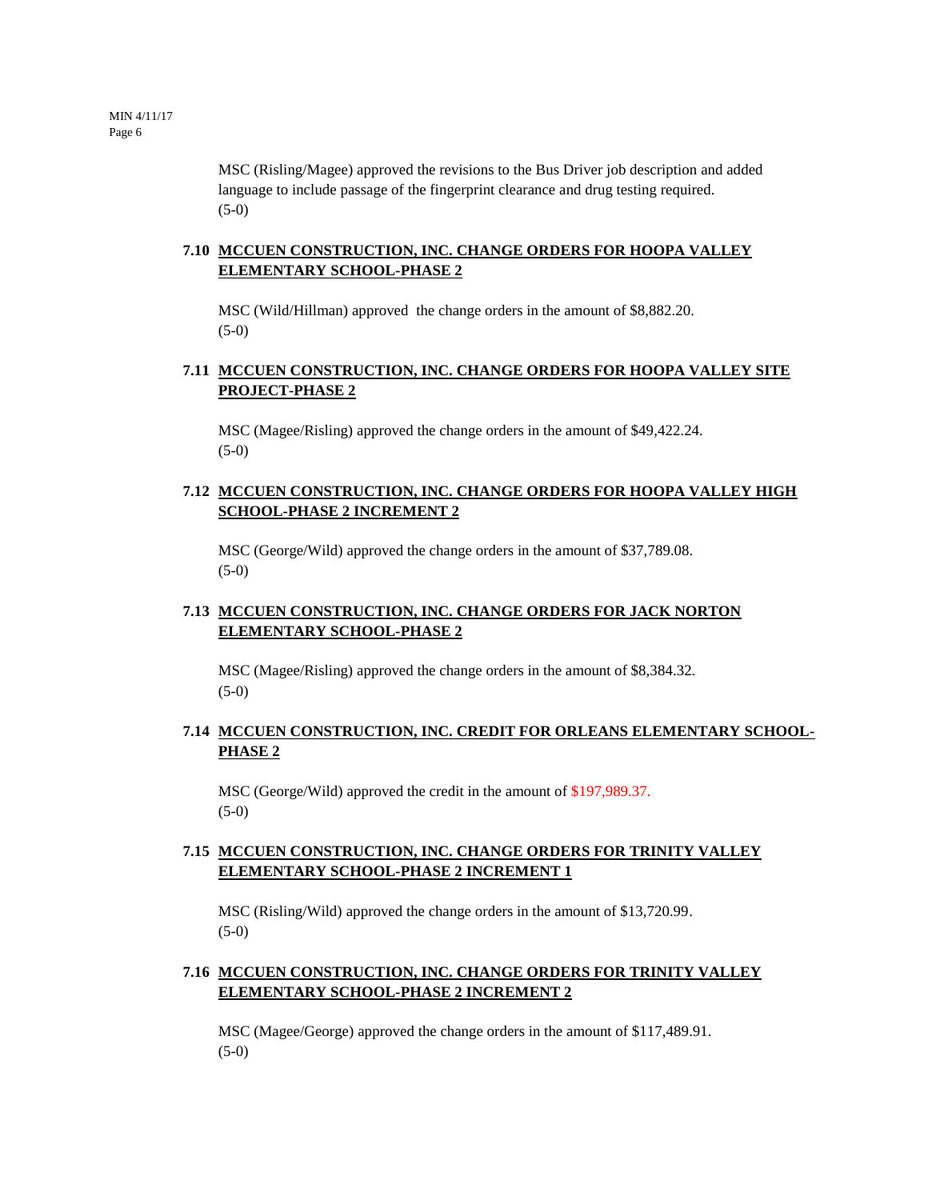MSC (Risling/Magee) approved the revisions to the Bus Driver job description and added language to include passage of the fingerprint clearance and drug testing required.
(5-0)

### 7.10 MCCUEN CONSTRUCTION, INC. CHANGE ORDERS FOR HOOPA VALLEY ELEMENTARY SCHOOL-PHASE 2

MSC (Wild/Hillman) approved the change orders in the amount of $8,882.20.
(5-0)

### 7.11 MCCUEN CONSTRUCTION, INC. CHANGE ORDERS FOR HOOPA VALLEY SITE PROJECT-PHASE 2

MSC (Magee/Risling) approved the change orders in the amount of $49,422.24.
(5-0)

### 7.12 MCCUEN CONSTRUCTION, INC. CHANGE ORDERS FOR HOOPA VALLEY HIGH SCHOOL-PHASE 2 INCREMENT 2

MSC (George/Wild) approved the change orders in the amount of $37,789.08.
(5-0)

### 7.13 MCCUEN CONSTRUCTION, INC. CHANGE ORDERS FOR JACK NORTON ELEMENTARY SCHOOL-PHASE 2

MSC (Magee/Risling) approved the change orders in the amount of $8,384.32.
(5-0)

### 7.14 MCCUEN CONSTRUCTION, INC. CREDIT FOR ORLEANS ELEMENTARY SCHOOL-PHASE 2

MSC (George/Wild) approved the credit in the amount of $197,989.37.
(5-0)

### 7.15 MCCUEN CONSTRUCTION, INC. CHANGE ORDERS FOR TRINITY VALLEY ELEMENTARY SCHOOL-PHASE 2 INCREMENT 1

MSC (Risling/Wild) approved the change orders in the amount of $13,720.99.
(5-0)

### 7.16 MCCUEN CONSTRUCTION, INC. CHANGE ORDERS FOR TRINITY VALLEY ELEMENTARY SCHOOL-PHASE 2 INCREMENT 2

MSC (Magee/George) approved the change orders in the amount of $117,489.91.
(5-0)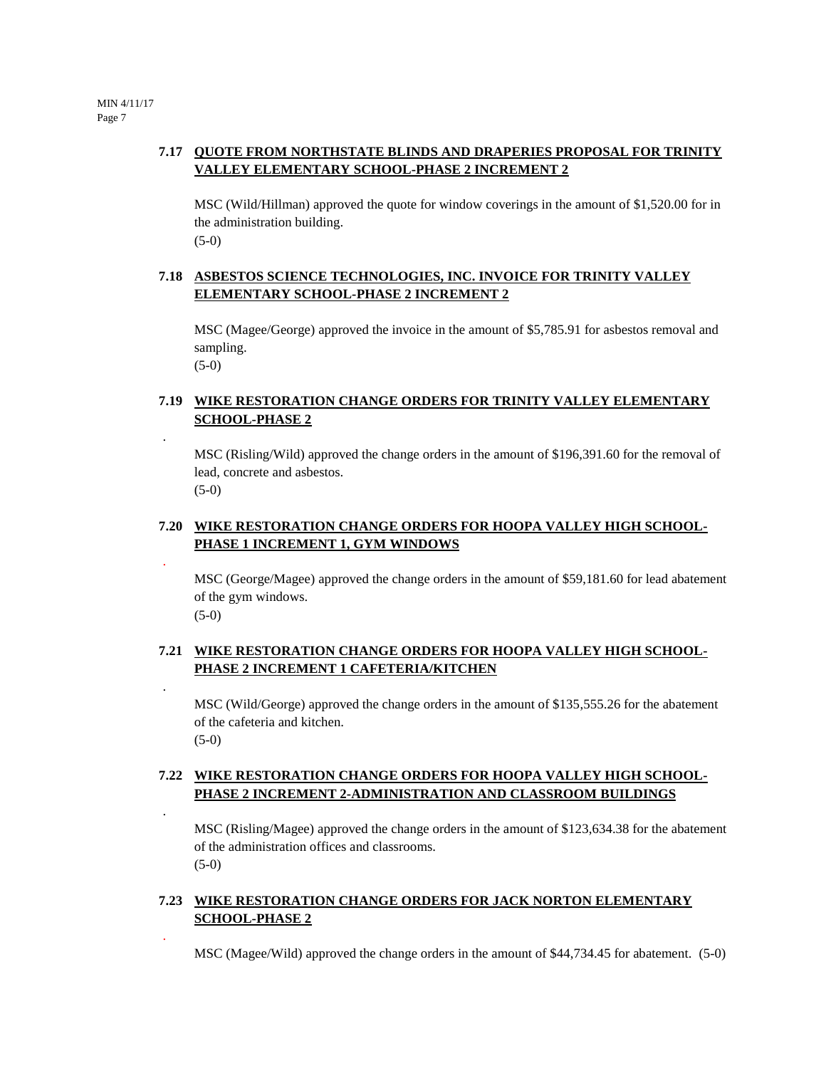**7.17 QUOTE FROM NORTHSTATE BLINDS AND DRAPERIES PROPOSAL FOR TRINITY VALLEY ELEMENTARY SCHOOL-PHASE 2 INCREMENT 2**

MSC (Wild/Hillman) approved the quote for window coverings in the amount of $1,520.00 for in the administration building.
(5-0)

**7.18 ASBESTOS SCIENCE TECHNOLOGIES, INC. INVOICE FOR TRINITY VALLEY ELEMENTARY SCHOOL-PHASE 2 INCREMENT 2**

MSC (Magee/George) approved the invoice in the amount of $5,785.91 for asbestos removal and sampling.
(5-0)

**7.19 WIKE RESTORATION CHANGE ORDERS FOR TRINITY VALLEY ELEMENTARY SCHOOL-PHASE 2**

MSC (Risling/Wild) approved the change orders in the amount of $196,391.60 for the removal of lead, concrete and asbestos.
(5-0)

**7.20 WIKE RESTORATION CHANGE ORDERS FOR HOOPA VALLEY HIGH SCHOOL-PHASE 1 INCREMENT 1, GYM WINDOWS**

MSC (George/Magee) approved the change orders in the amount of $59,181.60 for lead abatement of the gym windows.
(5-0)

**7.21 WIKE RESTORATION CHANGE ORDERS FOR HOOPA VALLEY HIGH SCHOOL-PHASE 2 INCREMENT 1 CAFETERIA/KITCHEN**

MSC (Wild/George) approved the change orders in the amount of $135,555.26 for the abatement of the cafeteria and kitchen.
(5-0)

**7.22 WIKE RESTORATION CHANGE ORDERS FOR HOOPA VALLEY HIGH SCHOOL-PHASE 2 INCREMENT 2-ADMINISTRATION AND CLASSROOM BUILDINGS**

MSC (Risling/Magee) approved the change orders in the amount of $123,634.38 for the abatement of the administration offices and classrooms.
(5-0)

**7.23 WIKE RESTORATION CHANGE ORDERS FOR JACK NORTON ELEMENTARY SCHOOL-PHASE 2**

MSC (Magee/Wild) approved the change orders in the amount of $44,734.45 for abatement. (5-0)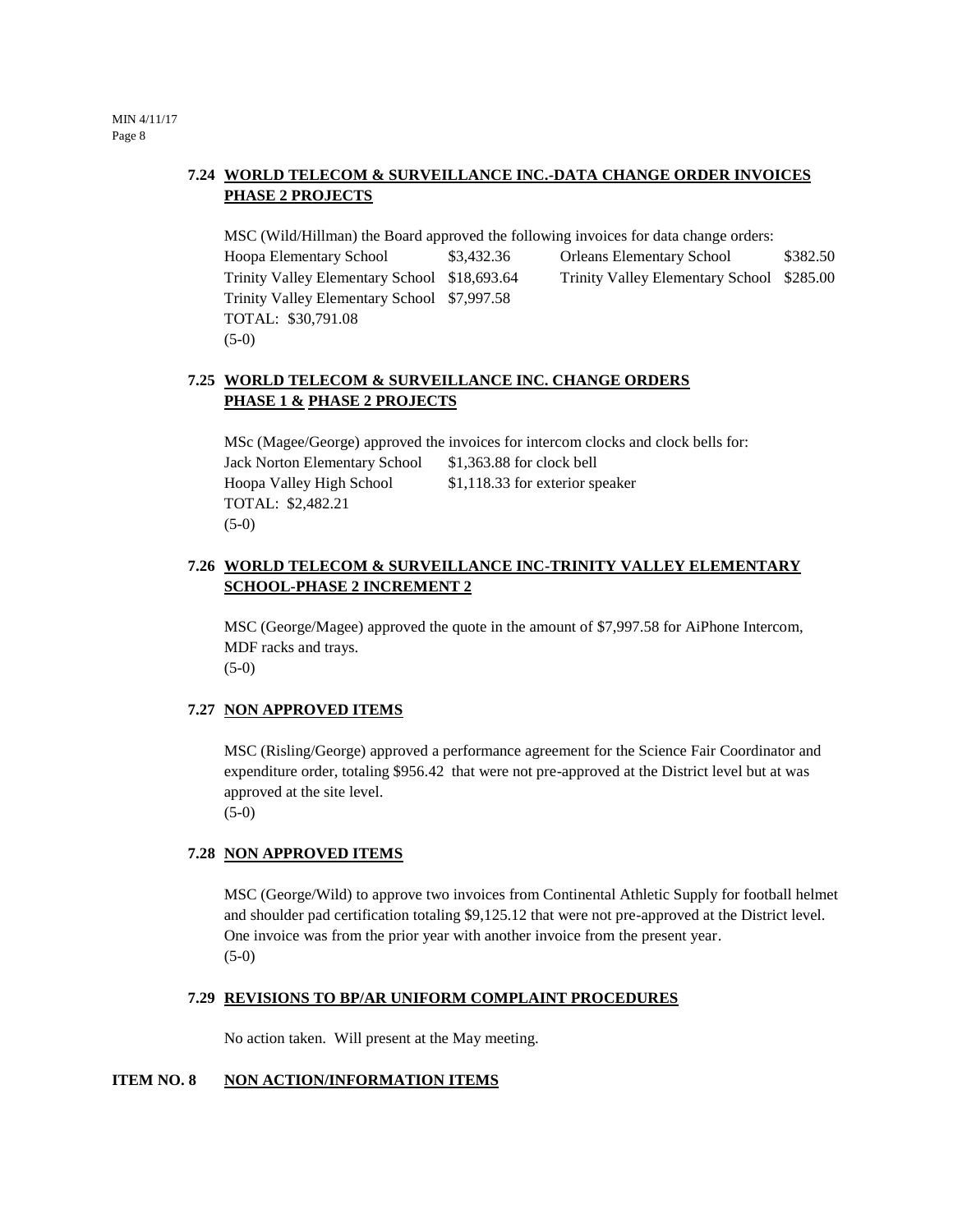### 7.24 WORLD TELECOM & SURVEILLANCE INC.-DATA CHANGE ORDER INVOICES PHASE 2 PROJECTS

MSC (Wild/Hillman) the Board approved the following invoices for data change orders:

| | | | |
|---|---|---|---|
| Hoopa Elementary School | \$3,432.36 | Orleans Elementary School | \$382.50 |
| Trinity Valley Elementary School | \$18,693.64 | Trinity Valley Elementary School | \$285.00 |
| Trinity Valley Elementary School | \$7,997.58 | | |

TOTAL: \$30,791.08

(5-0)

### 7.25 WORLD TELECOM & SURVEILLANCE INC. CHANGE ORDERS PHASE 1 & PHASE 2 PROJECTS

MSc (Magee/George) approved the invoices for intercom clocks and clock bells for:

| | |
|---|---|
| Jack Norton Elementary School | \$1,363.88 for clock bell |
| Hoopa Valley High School | \$1,118.33 for exterior speaker |

TOTAL: \$2,482.21

(5-0)

### 7.26 WORLD TELECOM & SURVEILLANCE INC-TRINITY VALLEY ELEMENTARY SCHOOL-PHASE 2 INCREMENT 2

MSC (George/Magee) approved the quote in the amount of \$7,997.58 for AiPhone Intercom, MDF racks and trays.

(5-0)

### 7.27 NON APPROVED ITEMS

MSC (Risling/George) approved a performance agreement for the Science Fair Coordinator and expenditure order, totaling \$956.42 that were not pre-approved at the District level but at was approved at the site level.

(5-0)

### 7.28 NON APPROVED ITEMS

MSC (George/Wild) to approve two invoices from Continental Athletic Supply for football helmet and shoulder pad certification totaling \$9,125.12 that were not pre-approved at the District level. One invoice was from the prior year with another invoice from the present year.

(5-0)

### 7.29 REVISIONS TO BP/AR UNIFORM COMPLAINT PROCEDURES

No action taken. Will present at the May meeting.

## ITEM NO. 8 NON ACTION/INFORMATION ITEMS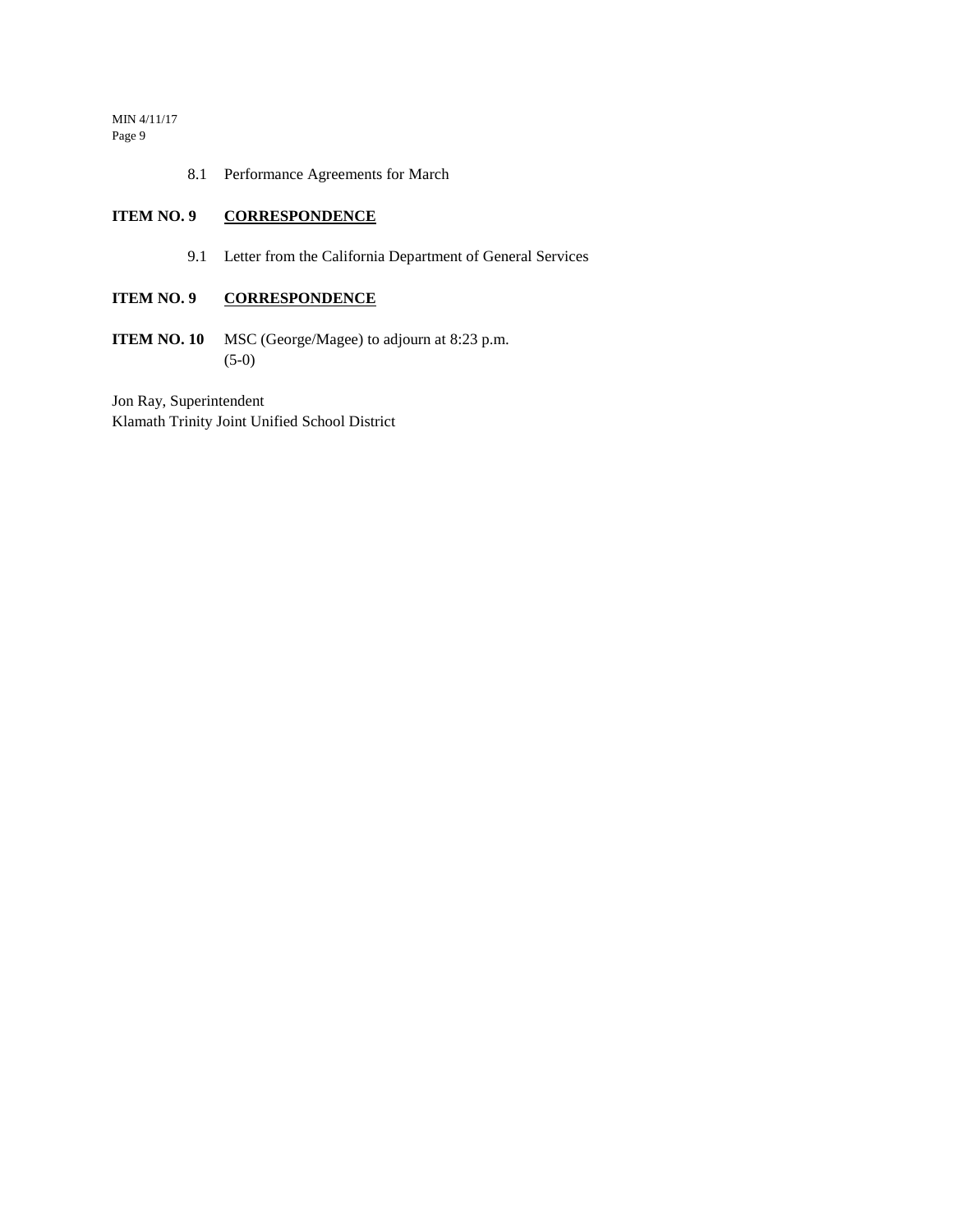8.1 Performance Agreements for March

**ITEM NO. 9** **CORRESPONDENCE**

9.1 Letter from the California Department of General Services

**ITEM NO. 9** **CORRESPONDENCE**

**ITEM NO. 10** MSC (George/Magee) to adjourn at 8:23 p.m.
(5-0)

Jon Ray, Superintendent
Klamath Trinity Joint Unified School District